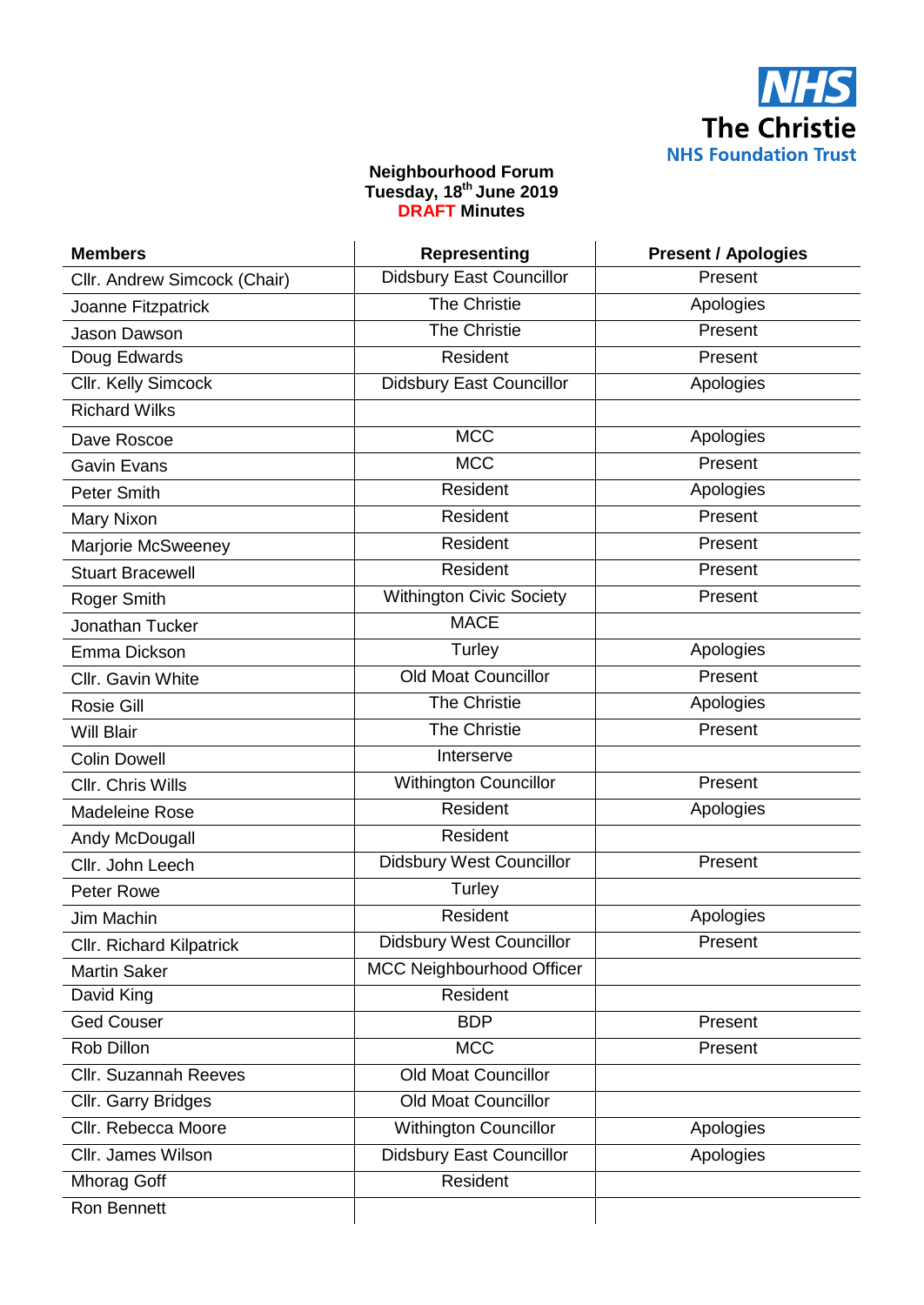NHS
The Christie
NHS Foundation Trust

**Neighbourhood Forum**
**Tuesday, 18th June 2019**
**DRAFT Minutes**

| Members | Representing | Present / Apologies |
|---|---|---|
| Cllr. Andrew Simcock (Chair) | Didsbury East Councillor | Present |
| Joanne Fitzpatrick | The Christie | Apologies |
| Jason Dawson | The Christie | Present |
| Doug Edwards | Resident | Present |
| Cllr. Kelly Simcock | Didsbury East Councillor | Apologies |
| Richard Wilks | | |
| Dave Roscoe | MCC | Apologies |
| Gavin Evans | MCC | Present |
| Peter Smith | Resident | Apologies |
| Mary Nixon | Resident | Present |
| Marjorie McSweeney | Resident | Present |
| Stuart Bracewell | Resident | Present |
| Roger Smith | Withington Civic Society | Present |
| Jonathan Tucker | MACE | |
| Emma Dickson | Turley | Apologies |
| Cllr. Gavin White | Old Moat Councillor | Present |
| Rosie Gill | The Christie | Apologies |
| Will Blair | The Christie | Present |
| Colin Dowell | Interserve | |
| Cllr. Chris Wills | Withington Councillor | Present |
| Madeleine Rose | Resident | Apologies |
| Andy McDougall | Resident | |
| Cllr. John Leech | Didsbury West Councillor | Present |
| Peter Rowe | Turley | |
| Jim Machin | Resident | Apologies |
| Cllr. Richard Kilpatrick | Didsbury West Councillor | Present |
| Martin Saker | MCC Neighbourhood Officer | |
| David King | Resident | |
| Ged Couser | BDP | Present |
| Rob Dillon | MCC | Present |
| Cllr. Suzannah Reeves | Old Moat Councillor | |
| Cllr. Garry Bridges | Old Moat Councillor | |
| Cllr. Rebecca Moore | Withington Councillor | Apologies |
| Cllr. James Wilson | Didsbury East Councillor | Apologies |
| Mhorag Goff | Resident | |
| Ron Bennett | | |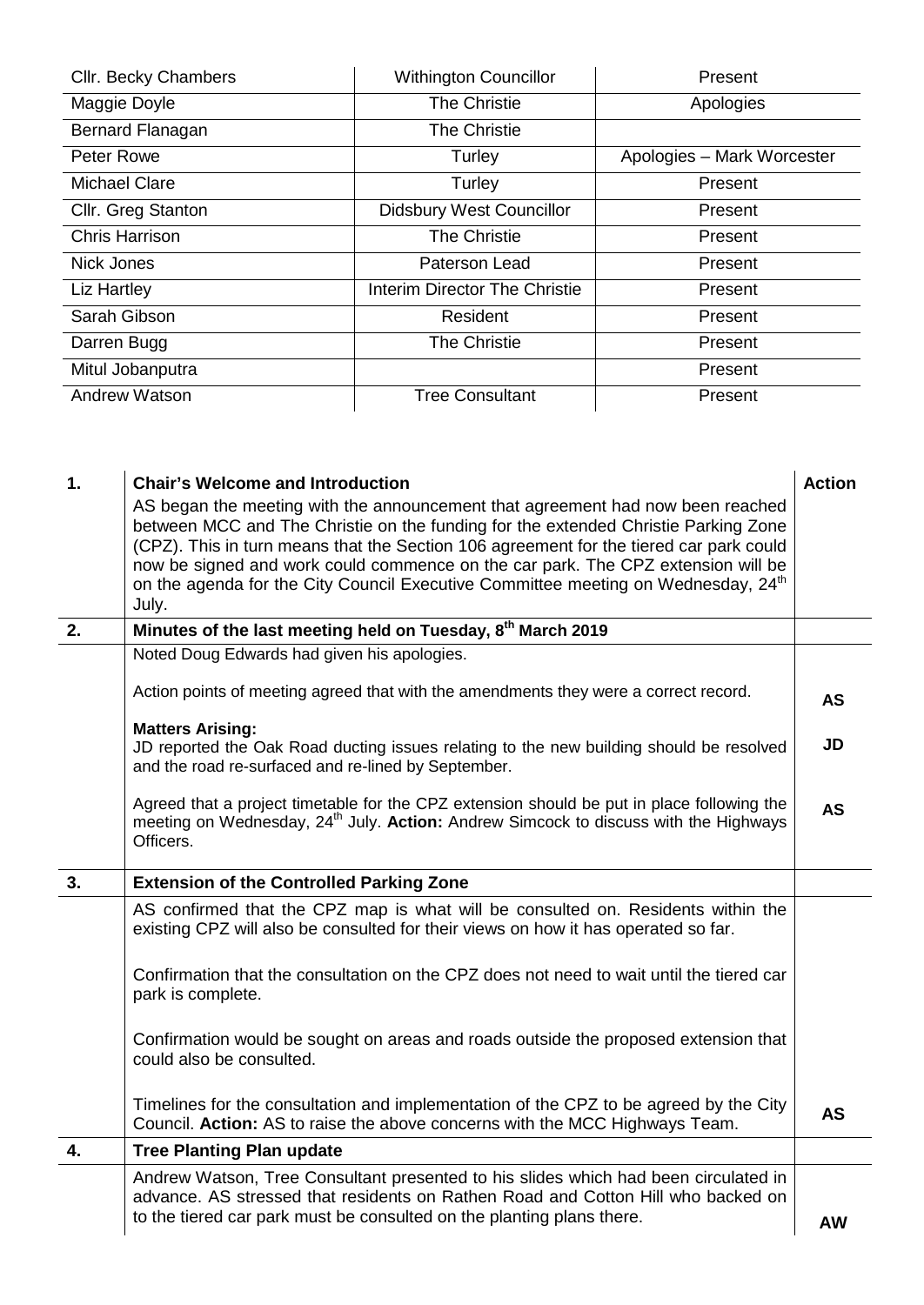| Cllr. Becky Chambers | Withington Councillor | Present |
|---|---|---|
| Maggie Doyle | The Christie | Apologies |
| Bernard Flanagan | The Christie | |
| Peter Rowe | Turley | Apologies – Mark Worcester |
| Michael Clare | Turley | Present |
| Cllr. Greg Stanton | Didsbury West Councillor | Present |
| Chris Harrison | The Christie | Present |
| Nick Jones | Paterson Lead | Present |
| Liz Hartley | Interim Director The Christie | Present |
| Sarah Gibson | Resident | Present |
| Darren Bugg | The Christie | Present |
| Mitul Jobanputra | | Present |
| Andrew Watson | Tree Consultant | Present |

| | | |
|---|---|---|
| **1.** | **Chair's Welcome and Introduction**<br>AS began the meeting with the announcement that agreement had now been reached between MCC and The Christie on the funding for the extended Christie Parking Zone (CPZ). This in turn means that the Section 106 agreement for the tiered car park could now be signed and work could commence on the car park. The CPZ extension will be on the agenda for the City Council Executive Committee meeting on Wednesday, 24th July. | **Action** |
| **2.** | **Minutes of the last meeting held on Tuesday, 8th March 2019** | |
| | Noted Doug Edwards had given his apologies.<br><br>Action points of meeting agreed that with the amendments they were a correct record.<br><br>**Matters Arising:**<br>JD reported the Oak Road ducting issues relating to the new building should be resolved and the road re-surfaced and re-lined by September.<br><br>Agreed that a project timetable for the CPZ extension should be put in place following the meeting on Wednesday, 24th July. **Action:** Andrew Simcock to discuss with the Highways Officers. | **AS**<br><br>**JD**<br><br>**AS** |
| **3.** | **Extension of the Controlled Parking Zone** | |
| | AS confirmed that the CPZ map is what will be consulted on. Residents within the existing CPZ will also be consulted for their views on how it has operated so far.<br><br>Confirmation that the consultation on the CPZ does not need to wait until the tiered car park is complete.<br><br>Confirmation would be sought on areas and roads outside the proposed extension that could also be consulted.<br><br>Timelines for the consultation and implementation of the CPZ to be agreed by the City Council. **Action:** AS to raise the above concerns with the MCC Highways Team. | **AS** |
| **4.** | **Tree Planting Plan update** | |
| | Andrew Watson, Tree Consultant presented to his slides which had been circulated in advance. AS stressed that residents on Rathen Road and Cotton Hill who backed on to the tiered car park must be consulted on the planting plans there. | **AW** |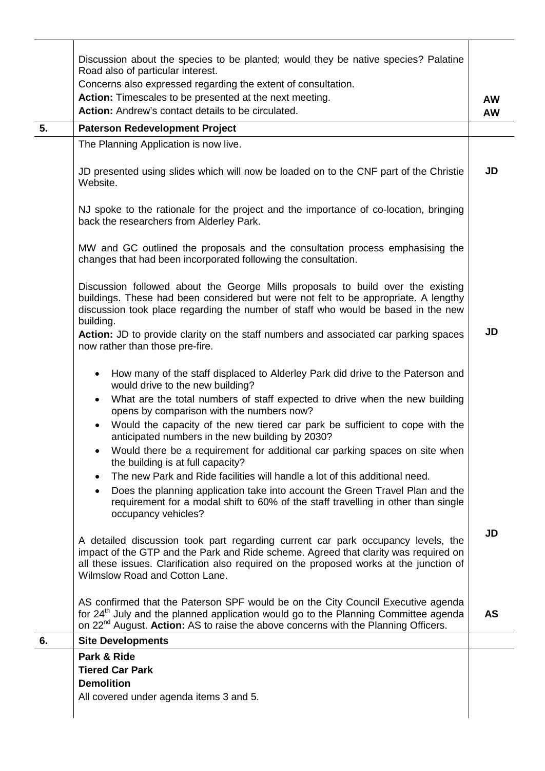| | | |
|---|---|---|
| | Discussion about the species to be planted; would they be native species? Palatine Road also of particular interest.<br>Concerns also expressed regarding the extent of consultation.<br>**Action:** Timescales to be presented at the next meeting.<br>**Action:** Andrew's contact details to be circulated. | **AW**<br>**AW** |
| **5.** | **Paterson Redevelopment Project** | |
| | The Planning Application is now live.<br><br>JD presented using slides which will now be loaded on to the CNF part of the Christie Website.<br><br>NJ spoke to the rationale for the project and the importance of co-location, bringing back the researchers from Alderley Park.<br><br>MW and GC outlined the proposals and the consultation process emphasising the changes that had been incorporated following the consultation.<br><br>Discussion followed about the George Mills proposals to build over the existing buildings. These had been considered but were not felt to be appropriate. A lengthy discussion took place regarding the number of staff who would be based in the new building.<br>**Action:** JD to provide clarity on the staff numbers and associated car parking spaces now rather than those pre-fire.<br><br>• How many of the staff displaced to Alderley Park did drive to the Paterson and would drive to the new building?<br>• What are the total numbers of staff expected to drive when the new building opens by comparison with the numbers now?<br>• Would the capacity of the new tiered car park be sufficient to cope with the anticipated numbers in the new building by 2030?<br>• Would there be a requirement for additional car parking spaces on site when the building is at full capacity?<br>• The new Park and Ride facilities will handle a lot of this additional need.<br>• Does the planning application take into account the Green Travel Plan and the requirement for a modal shift to 60% of the staff travelling in other than single occupancy vehicles?<br><br>A detailed discussion took part regarding current car park occupancy levels, the impact of the GTP and the Park and Ride scheme. Agreed that clarity was required on all these issues. Clarification also required on the proposed works at the junction of Wilmslow Road and Cotton Lane.<br><br>AS confirmed that the Paterson SPF would be on the City Council Executive agenda for 24th July and the planned application would go to the Planning Committee agenda on 22nd August. **Action:** AS to raise the above concerns with the Planning Officers. | <br><br>**JD**<br><br><br><br><br><br><br><br><br><br>**JD**<br><br><br><br><br><br><br><br><br><br>**JD**<br><br><br><br>**AS** |
| **6.** | **Site Developments** | |
| | **Park & Ride**<br>**Tiered Car Park**<br>**Demolition**<br>All covered under agenda items 3 and 5. | |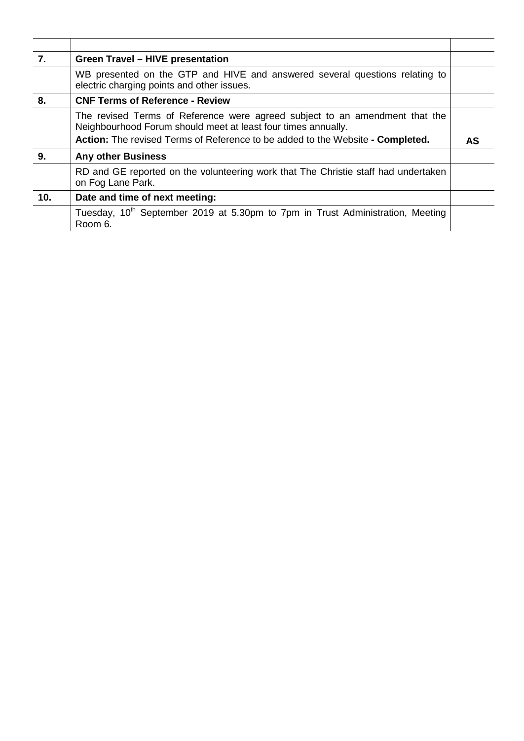| | | |
|---|---|---|
| **7.** | **Green Travel – HIVE presentation** | |
| | WB presented on the GTP and HIVE and answered several questions relating to electric charging points and other issues. | |
| **8.** | **CNF Terms of Reference - Review** | |
| | The revised Terms of Reference were agreed subject to an amendment that the Neighbourhood Forum should meet at least four times annually.<br>**Action:** The revised Terms of Reference to be added to the Website **- Completed.** | **AS** |
| **9.** | **Any other Business** | |
| | RD and GE reported on the volunteering work that The Christie staff had undertaken on Fog Lane Park. | |
| **10.** | **Date and time of next meeting:** | |
| | Tuesday, 10th September 2019 at 5.30pm to 7pm in Trust Administration, Meeting Room 6. | |